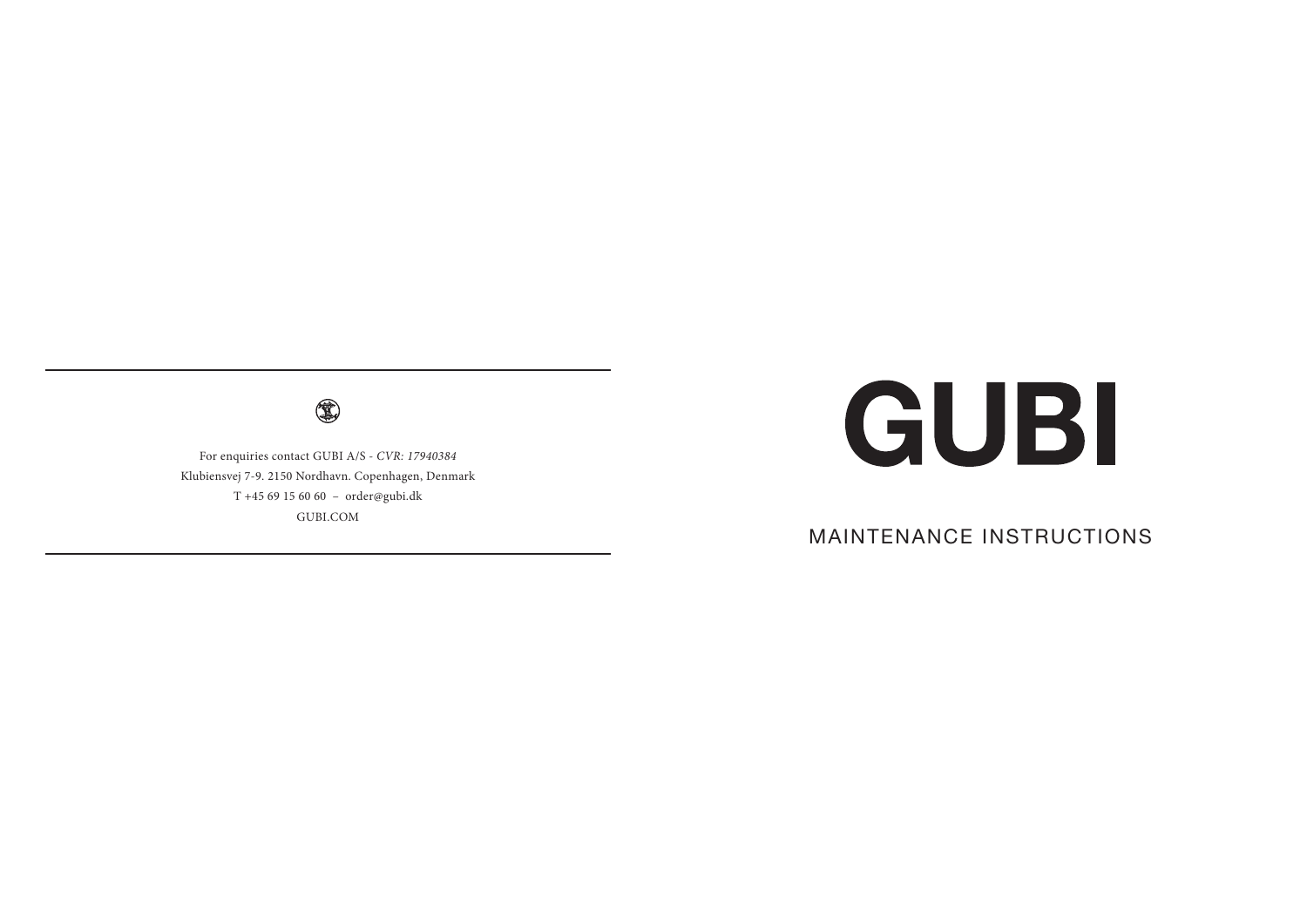For enquiries contact GUBI A/S - *CVR: 17940384*
Klubiensvej 7-9. 2150 Nordhavn. Copenhagen, Denmark
T +45 69 15 60 60 – order@gubi.dk
GUBI.COM

# GUBI

## MAINTENANCE INSTRUCTIONS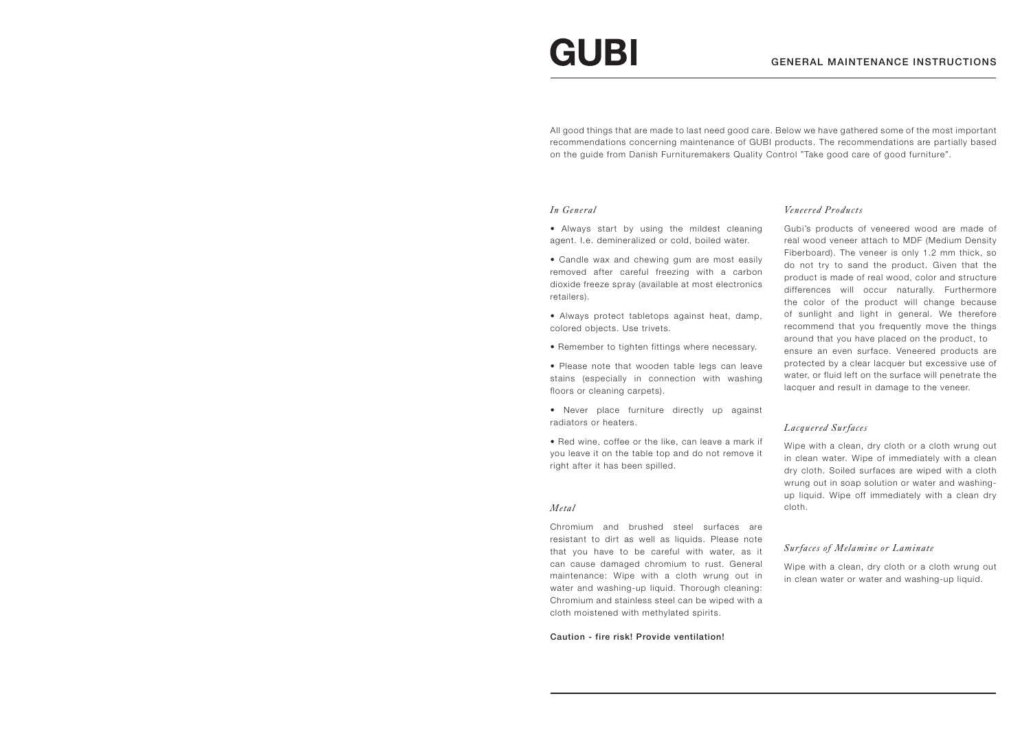# GUBI

## GENERAL MAINTENANCE INSTRUCTIONS

All good things that are made to last need good care. Below we have gathered some of the most important recommendations concerning maintenance of GUBI products. The recommendations are partially based on the guide from Danish Furnituremakers Quality Control "Take good care of good furniture".

### *In General*

- Always start by using the mildest cleaning agent. I.e. demineralized or cold, boiled water.
- Candle wax and chewing gum are most easily removed after careful freezing with a carbon dioxide freeze spray (available at most electronics retailers).
- Always protect tabletops against heat, damp, colored objects. Use trivets.
- Remember to tighten fittings where necessary.
- Please note that wooden table legs can leave stains (especially in connection with washing floors or cleaning carpets).
- Never place furniture directly up against radiators or heaters.
- Red wine, coffee or the like, can leave a mark if you leave it on the table top and do not remove it right after it has been spilled.

### *Metal*

Chromium and brushed steel surfaces are resistant to dirt as well as liquids. Please note that you have to be careful with water, as it can cause damaged chromium to rust. General maintenance: Wipe with a cloth wrung out in water and washing-up liquid. Thorough cleaning: Chromium and stainless steel can be wiped with a cloth moistened with methylated spirits.

**Caution - fire risk! Provide ventilation!**

### *Veneered Products*

Gubi's products of veneered wood are made of real wood veneer attach to MDF (Medium Density Fiberboard). The veneer is only 1.2 mm thick, so do not try to sand the product. Given that the product is made of real wood, color and structure differences will occur naturally. Furthermore the color of the product will change because of sunlight and light in general. We therefore recommend that you frequently move the things around that you have placed on the product, to ensure an even surface. Veneered products are protected by a clear lacquer but excessive use of water, or fluid left on the surface will penetrate the lacquer and result in damage to the veneer.

### *Lacquered Surfaces*

Wipe with a clean, dry cloth or a cloth wrung out in clean water. Wipe of immediately with a clean dry cloth. Soiled surfaces are wiped with a cloth wrung out in soap solution or water and washing-up liquid. Wipe off immediately with a clean dry cloth.

### *Surfaces of Melamine or Laminate*

Wipe with a clean, dry cloth or a cloth wrung out in clean water or water and washing-up liquid.